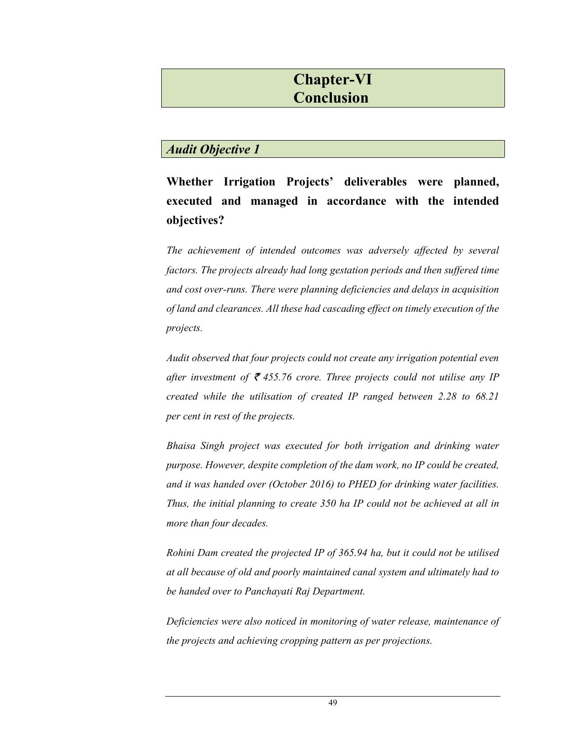# Chapter-VI
# Conclusion

## *Audit Objective 1*

### Whether Irrigation Projects' deliverables were planned, executed and managed in accordance with the intended objectives?

*The achievement of intended outcomes was adversely affected by several factors. The projects already had long gestation periods and then suffered time and cost over-runs. There were planning deficiencies and delays in acquisition of land and clearances. All these had cascading effect on timely execution of the projects.*

*Audit observed that four projects could not create any irrigation potential even after investment of ₹ 455.76 crore. Three projects could not utilise any IP created while the utilisation of created IP ranged between 2.28 to 68.21 per cent in rest of the projects.*

*Bhaisa Singh project was executed for both irrigation and drinking water purpose. However, despite completion of the dam work, no IP could be created, and it was handed over (October 2016) to PHED for drinking water facilities. Thus, the initial planning to create 350 ha IP could not be achieved at all in more than four decades.*

*Rohini Dam created the projected IP of 365.94 ha, but it could not be utilised at all because of old and poorly maintained canal system and ultimately had to be handed over to Panchayati Raj Department.*

*Deficiencies were also noticed in monitoring of water release, maintenance of the projects and achieving cropping pattern as per projections.*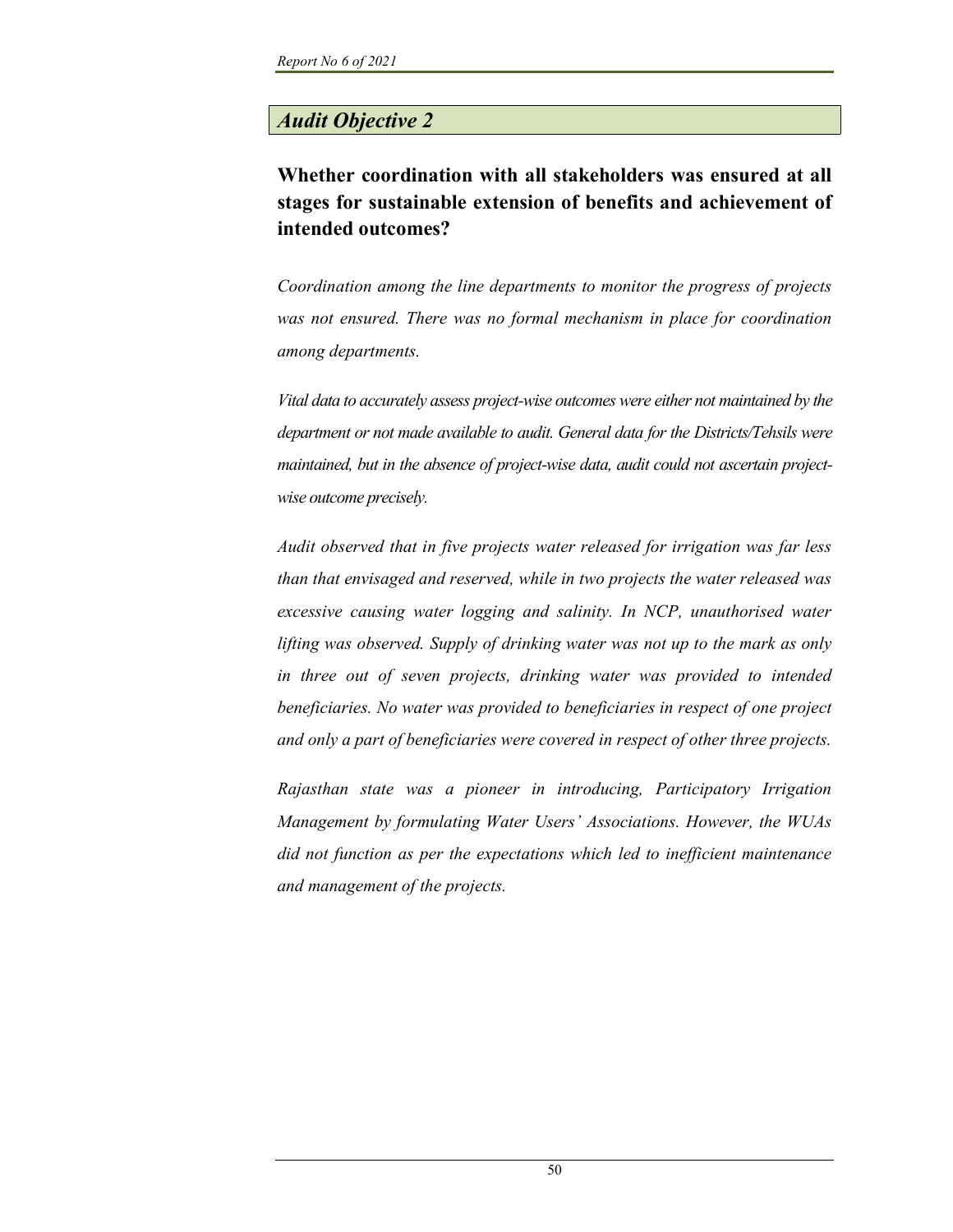## *Audit Objective 2*

### Whether coordination with all stakeholders was ensured at all stages for sustainable extension of benefits and achievement of intended outcomes?

*Coordination among the line departments to monitor the progress of projects was not ensured. There was no formal mechanism in place for coordination among departments.*

*Vital data to accurately assess project-wise outcomes were either not maintained by the department or not made available to audit. General data for the Districts/Tehsils were maintained, but in the absence of project-wise data, audit could not ascertain project-wise outcome precisely.*

*Audit observed that in five projects water released for irrigation was far less than that envisaged and reserved, while in two projects the water released was excessive causing water logging and salinity. In NCP, unauthorised water lifting was observed. Supply of drinking water was not up to the mark as only in three out of seven projects, drinking water was provided to intended beneficiaries. No water was provided to beneficiaries in respect of one project and only a part of beneficiaries were covered in respect of other three projects.*

*Rajasthan state was a pioneer in introducing, Participatory Irrigation Management by formulating Water Users' Associations. However, the WUAs did not function as per the expectations which led to inefficient maintenance and management of the projects.*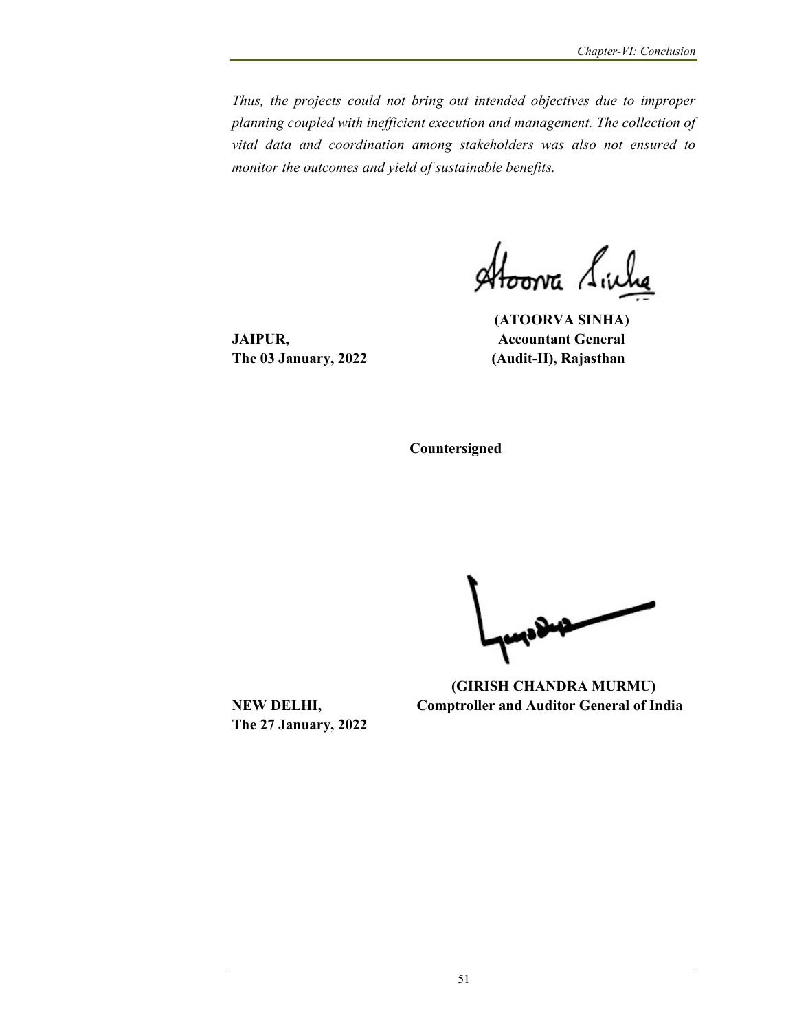*Thus, the projects could not bring out intended objectives due to improper planning coupled with inefficient execution and management. The collection of vital data and coordination among stakeholders was also not ensured to monitor the outcomes and yield of sustainable benefits.*

**(ATOORVA SINHA)**
**Accountant General**
**(Audit-II), Rajasthan**

**JAIPUR,**
**The 03 January, 2022**

**Countersigned**

**(GIRISH CHANDRA MURMU)**
**Comptroller and Auditor General of India**

**NEW DELHI,**
**The 27 January, 2022**